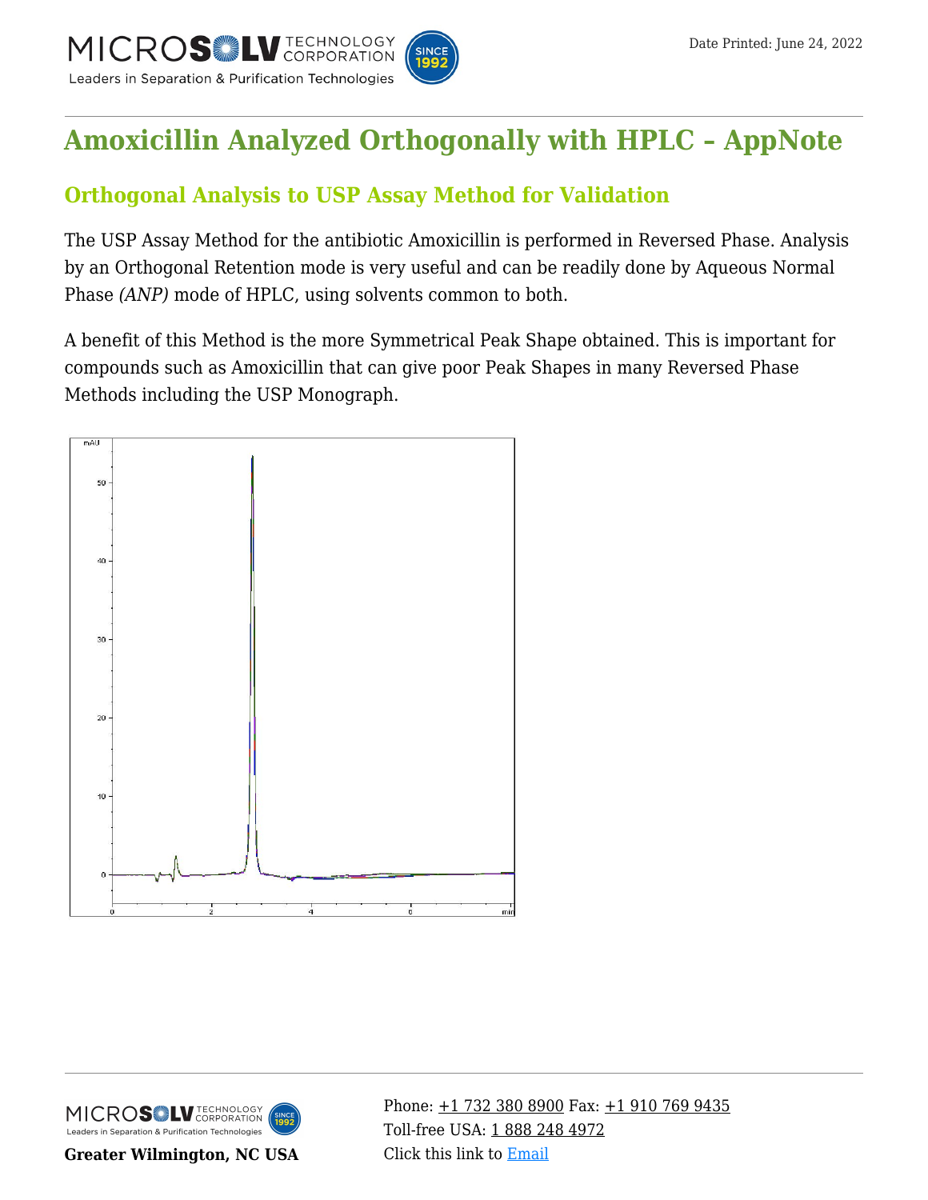# Amoxicillin Analyzed Orthogonally with HPLC – AppNote

## Orthogonal Analysis to USP Assay Method for Validation

The USP Assay Method for the antibiotic Amoxicillin is performed in Reversed Phase. Analysis by an Orthogonal Retention mode is very useful and can be readily done by Aqueous Normal Phase *(ANP)* mode of HPLC, using solvents common to both.

A benefit of this Method is the more Symmetrical Peak Shape obtained. This is important for compounds such as Amoxicillin that can give poor Peak Shapes in many Reversed Phase Methods including the USP Monograph.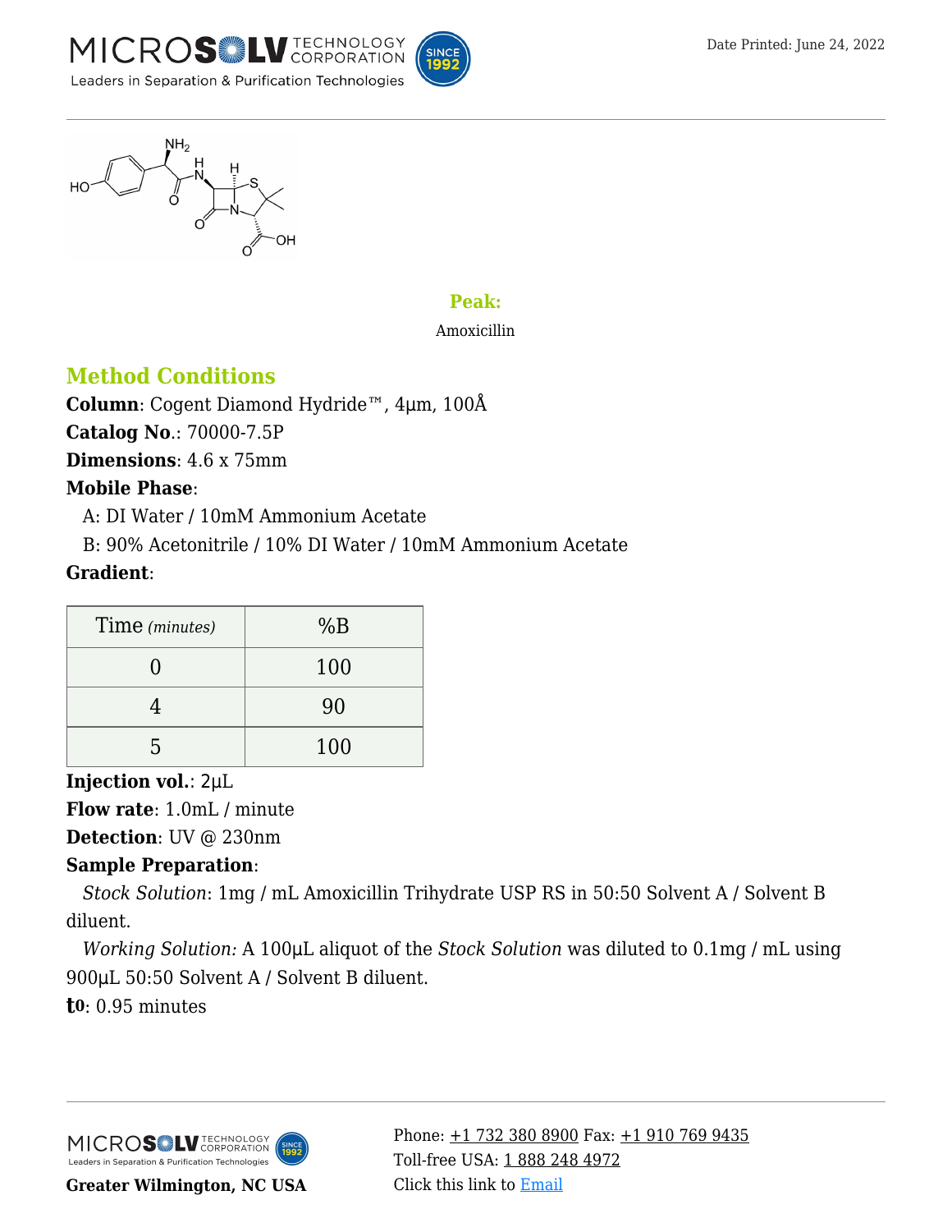**Peak:**

Amoxicillin

## Method Conditions

**Column**: Cogent Diamond Hydride™, 4μm, 100Å

**Catalog No.**: 70000-7.5P

**Dimensions**: 4.6 x 75mm

**Mobile Phase**:

A: DI Water / 10mM Ammonium Acetate

B: 90% Acetonitrile / 10% DI Water / 10mM Ammonium Acetate

**Gradient**:

| Time *(minutes)* | %B |
|---|---|
| 0 | 100 |
| 4 | 90 |
| 5 | 100 |

**Injection vol.**: 2μL

**Flow rate**: 1.0mL / minute

**Detection**: UV @ 230nm

**Sample Preparation**:

*Stock Solution*: 1mg / mL Amoxicillin Trihydrate USP RS in 50:50 Solvent A / Solvent B diluent.

*Working Solution:* A 100μL aliquot of the *Stock Solution* was diluted to 0.1mg / mL using 900μL 50:50 Solvent A / Solvent B diluent.

**$t_0$**: 0.95 minutes

Greater Wilmington, NC USA

Phone: +1 732 380 8900 Fax: +1 910 769 9435

Toll-free USA: 1 888 248 4972

Click this link to Email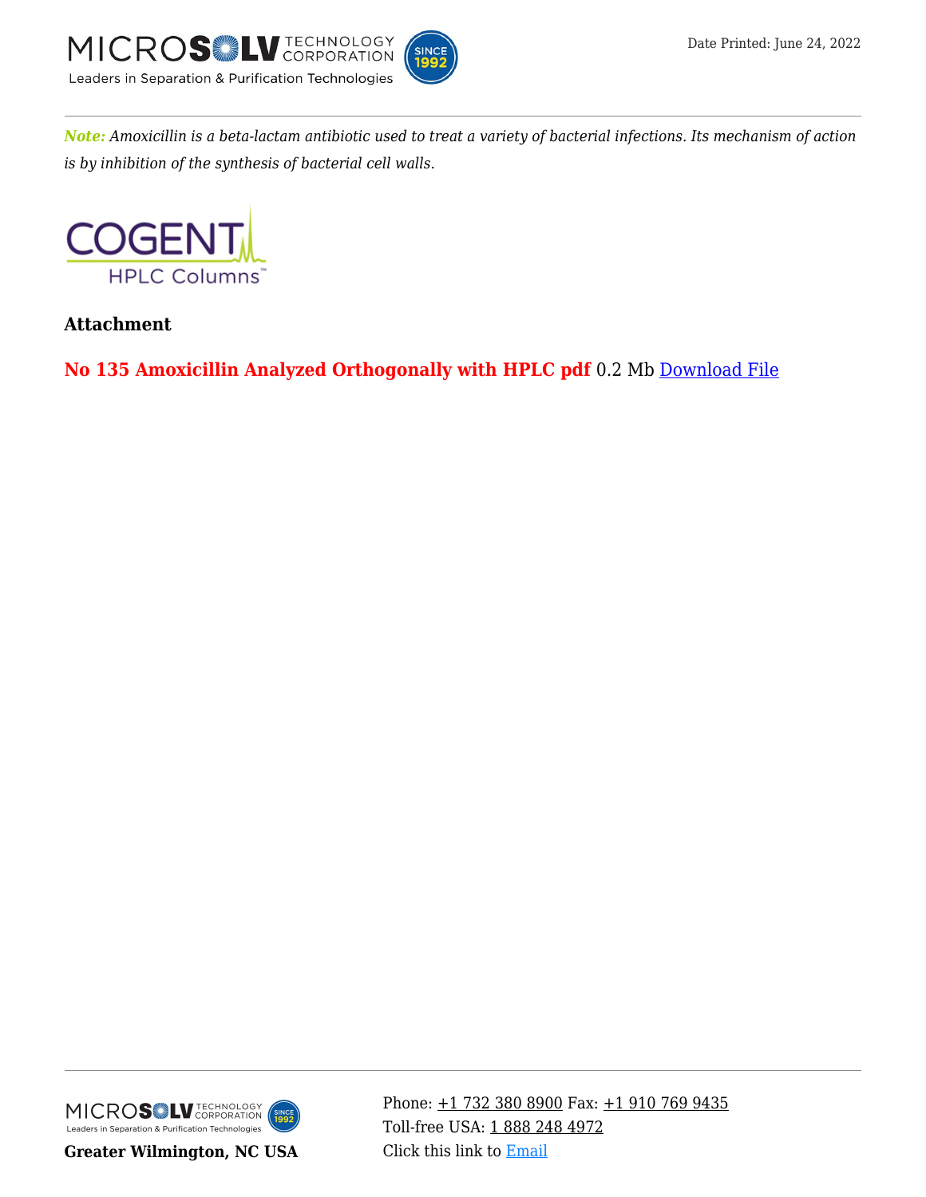***Note:*** *Amoxicillin is a beta-lactam antibiotic used to treat a variety of bacterial infections. Its mechanism of action is by inhibition of the synthesis of bacterial cell walls.*

### Attachment

**No 135 Amoxicillin Analyzed Orthogonally with HPLC pdf** 0.2 Mb [Download File]